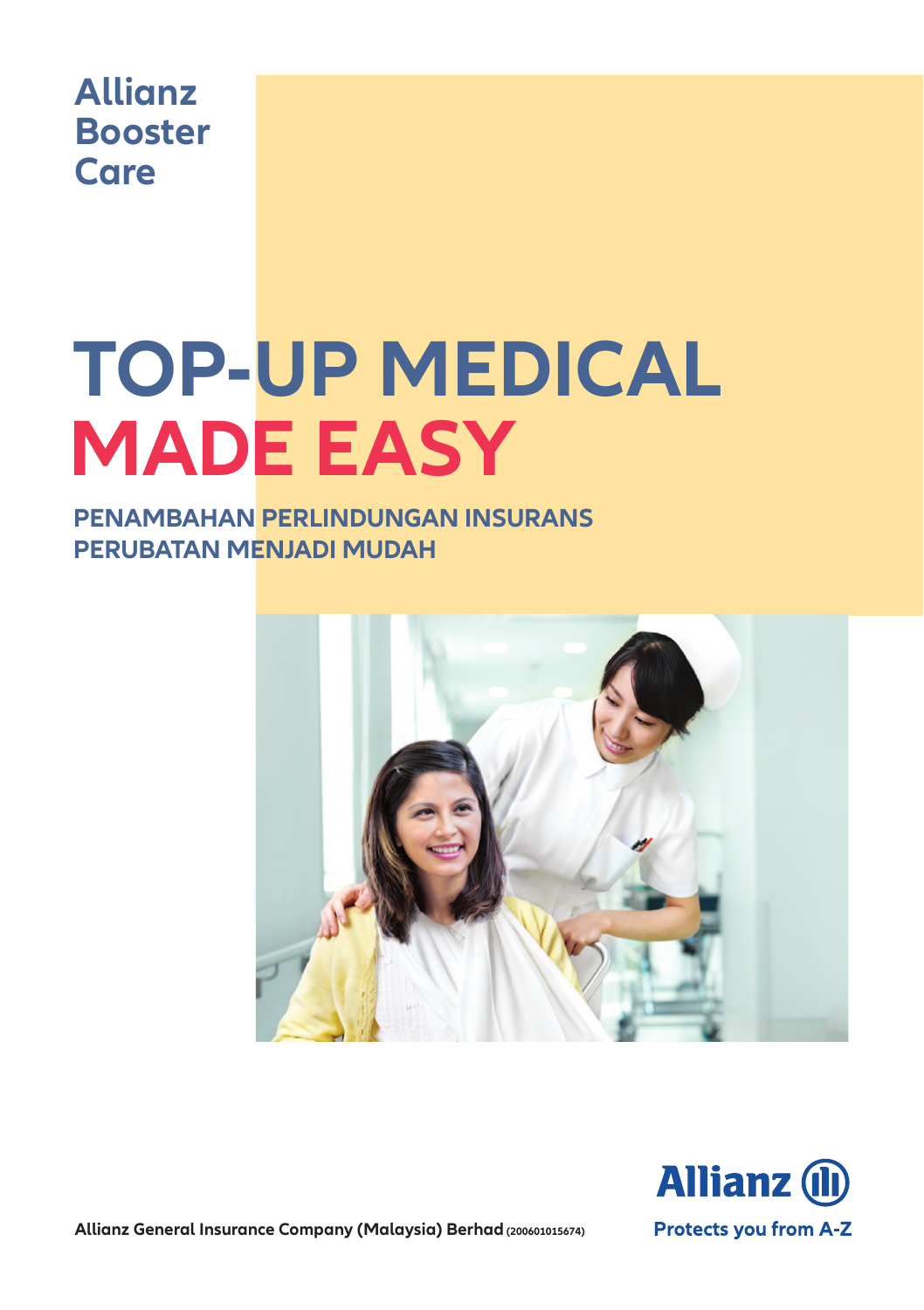**Allianz Booster Care**

# TOP-UP MEDICAL MADE EASY

## PENAMBAHAN PERLINDUNGAN INSURANS PERUBATAN MENJADI MUDAH

**Allianz General Insurance Company (Malaysia) Berhad** (200601015674)

Allianz

Protects you from A-Z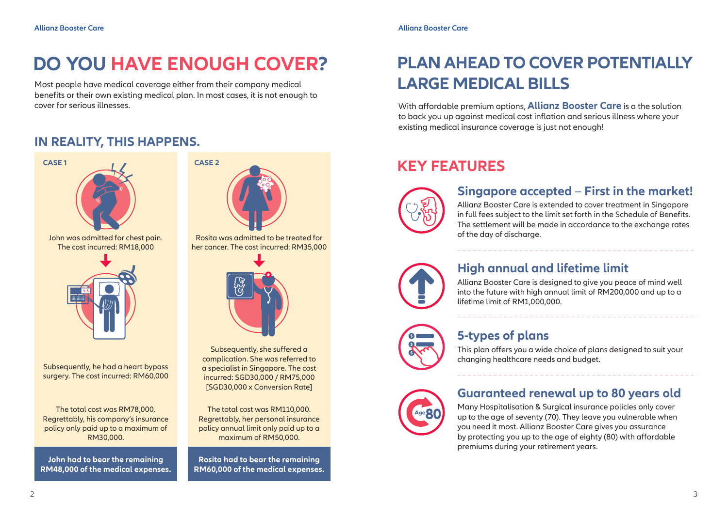# DO YOU HAVE ENOUGH COVER?

Most people have medical coverage either from their company medical benefits or their own existing medical plan. In most cases, it is not enough to cover for serious illnesses.

## IN REALITY, THIS HAPPENS.

### CASE 1

John was admitted for chest pain. The cost incurred: RM18,000

Subsequently, he had a heart bypass surgery. The cost incurred: RM60,000

The total cost was RM78,000. Regrettably, his company's insurance policy only paid up to a maximum of RM30,000.

**John had to bear the remaining RM48,000 of the medical expenses.**

### CASE 2

Rosita was admitted to be treated for her cancer. The cost incurred: RM35,000

Subsequently, she suffered a complication. She was referred to a specialist in Singapore. The cost incurred: SGD30,000 / RM75,000 [SGD30,000 x Conversion Rate]

The total cost was RM110,000. Regrettably, her personal insurance policy annual limit only paid up to a maximum of RM50,000.

**Rosita had to bear the remaining RM60,000 of the medical expenses.**

# PLAN AHEAD TO COVER POTENTIALLY LARGE MEDICAL BILLS

With affordable premium options, **Allianz Booster Care** is a the solution to back you up against medical cost inflation and serious illness where your existing medical insurance coverage is just not enough!

## KEY FEATURES

### Singapore accepted – First in the market!

Allianz Booster Care is extended to cover treatment in Singapore in full fees subject to the limit set forth in the Schedule of Benefits. The settlement will be made in accordance to the exchange rates of the day of discharge.

### High annual and lifetime limit

Allianz Booster Care is designed to give you peace of mind well into the future with high annual limit of RM200,000 and up to a lifetime limit of RM1,000,000.

### 5-types of plans

This plan offers you a wide choice of plans designed to suit your changing healthcare needs and budget.

### Guaranteed renewal up to 80 years old

Many Hospitalisation & Surgical insurance policies only cover up to the age of seventy (70). They leave you vulnerable when you need it most. Allianz Booster Care gives you assurance by protecting you up to the age of eighty (80) with affordable premiums during your retirement years.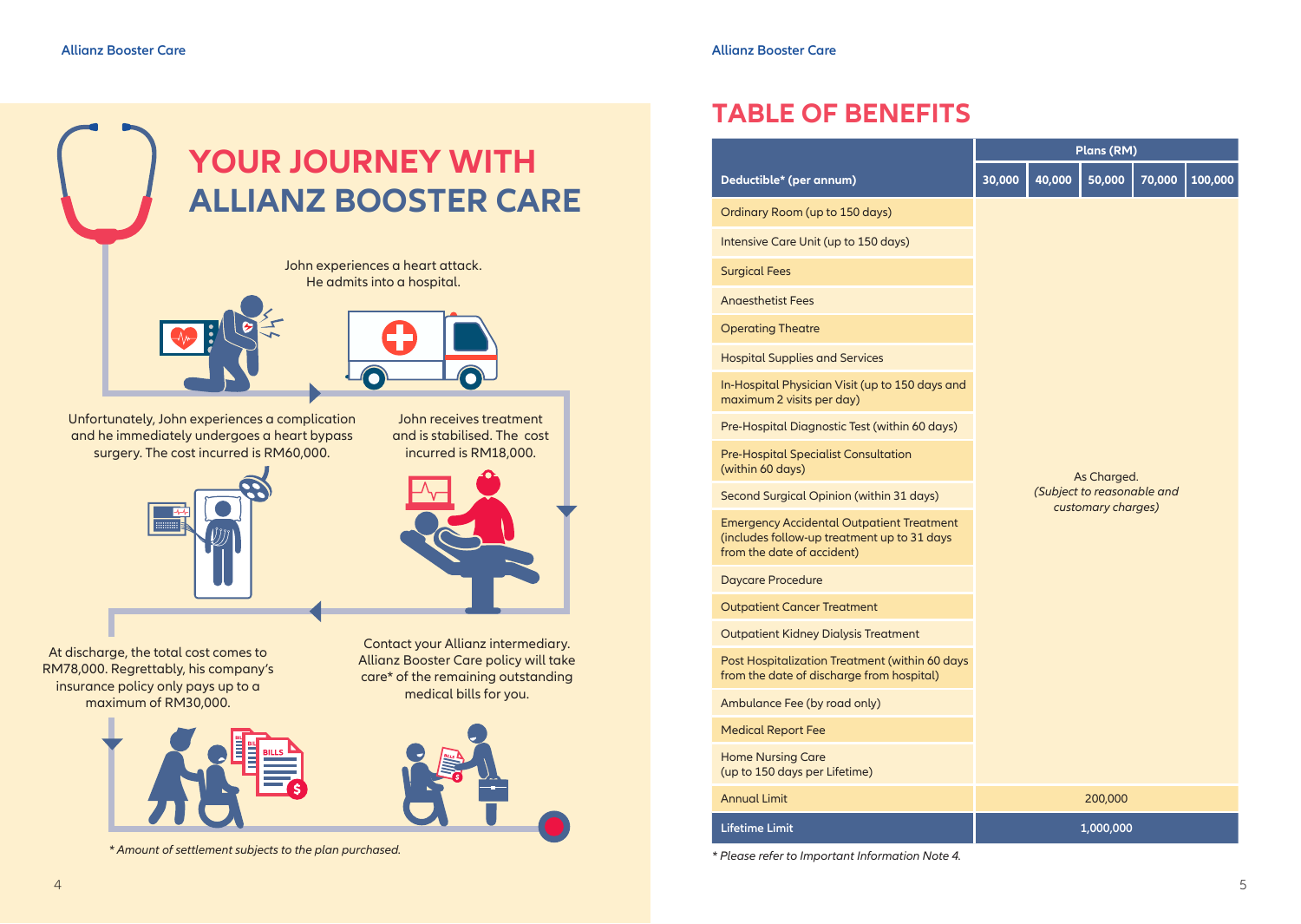# YOUR JOURNEY WITH ALLIANZ BOOSTER CARE

John experiences a heart attack. He admits into a hospital.

John receives treatment and is stabilised. The cost incurred is RM18,000.

Unfortunately, John experiences a complication and he immediately undergoes a heart bypass surgery. The cost incurred is RM60,000.

At discharge, the total cost comes to RM78,000. Regrettably, his company's insurance policy only pays up to a maximum of RM30,000.

Contact your Allianz intermediary. Allianz Booster Care policy will take care* of the remaining outstanding medical bills for you.

*\* Amount of settlement subjects to the plan purchased.*

# TABLE OF BENEFITS

| Deductible* (per annum) | Plans (RM) | | | | |
|---|---|---|---|---|---|
| | 30,000 | 40,000 | 50,000 | 70,000 | 100,000 |
| Ordinary Room (up to 150 days) | As Charged. *(Subject to reasonable and customary charges)* | | | | |
| Intensive Care Unit (up to 150 days) | | | | | |
| Surgical Fees | | | | | |
| Anaesthetist Fees | | | | | |
| Operating Theatre | | | | | |
| Hospital Supplies and Services | | | | | |
| In-Hospital Physician Visit (up to 150 days and maximum 2 visits per day) | | | | | |
| Pre-Hospital Diagnostic Test (within 60 days) | | | | | |
| Pre-Hospital Specialist Consultation (within 60 days) | | | | | |
| Second Surgical Opinion (within 31 days) | | | | | |
| Emergency Accidental Outpatient Treatment (includes follow-up treatment up to 31 days from the date of accident) | | | | | |
| Daycare Procedure | | | | | |
| Outpatient Cancer Treatment | | | | | |
| Outpatient Kidney Dialysis Treatment | | | | | |
| Post Hospitalization Treatment (within 60 days from the date of discharge from hospital) | | | | | |
| Ambulance Fee (by road only) | | | | | |
| Medical Report Fee | | | | | |
| Home Nursing Care (up to 150 days per Lifetime) | | | | | |
| Annual Limit | 200,000 | | | | |
| Lifetime Limit | 1,000,000 | | | | |

*\* Please refer to Important Information Note 4.*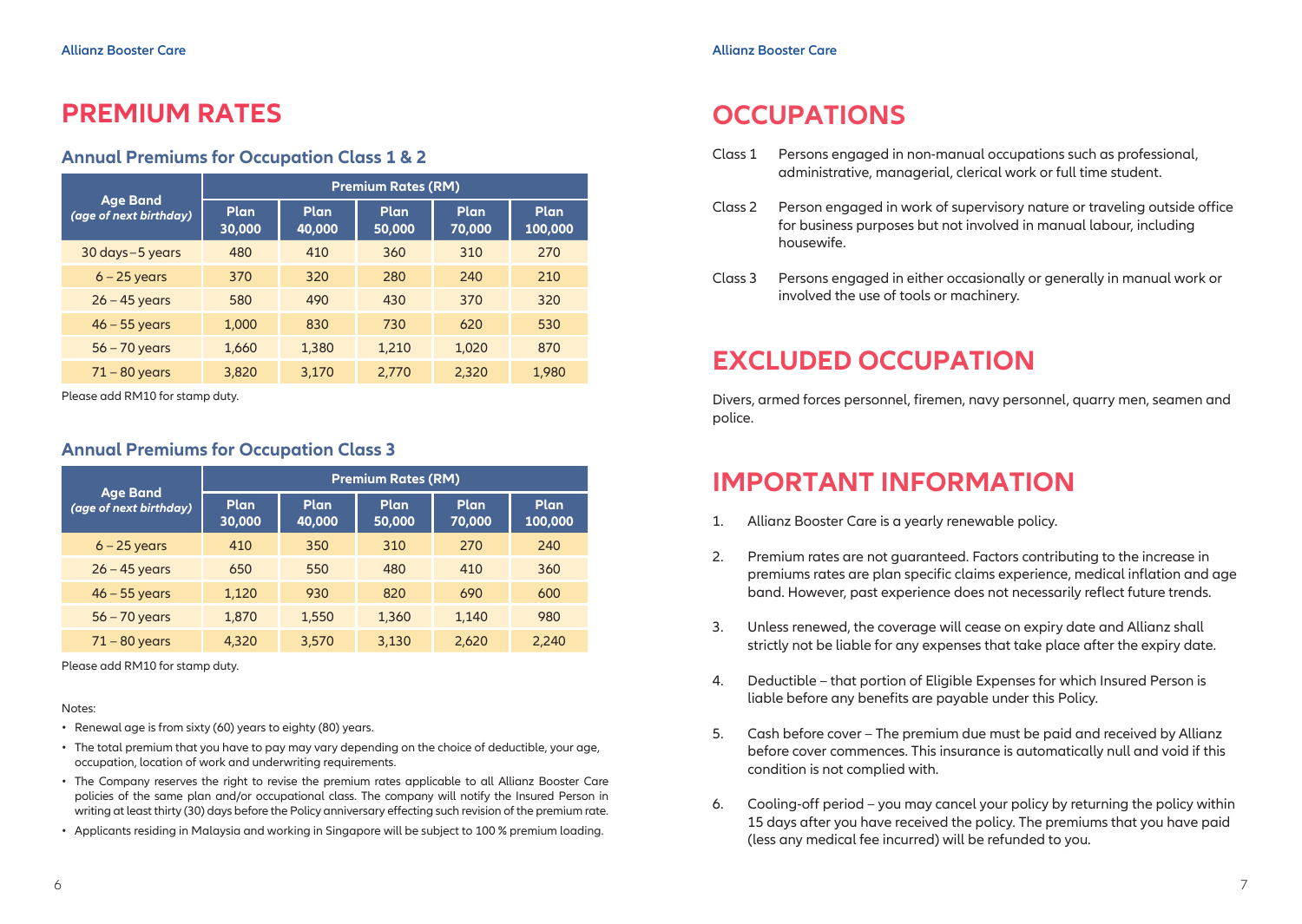# PREMIUM RATES

## Annual Premiums for Occupation Class 1 & 2

| Age Band *(age of next birthday)* | Premium Rates (RM) | | | | |
|---|---|---|---|---|---|
| | Plan 30,000 | Plan 40,000 | Plan 50,000 | Plan 70,000 | Plan 100,000 |
| 30 days – 5 years | 480 | 410 | 360 | 310 | 270 |
| 6 – 25 years | 370 | 320 | 280 | 240 | 210 |
| 26 – 45 years | 580 | 490 | 430 | 370 | 320 |
| 46 – 55 years | 1,000 | 830 | 730 | 620 | 530 |
| 56 – 70 years | 1,660 | 1,380 | 1,210 | 1,020 | 870 |
| 71 – 80 years | 3,820 | 3,170 | 2,770 | 2,320 | 1,980 |

Please add RM10 for stamp duty.

## Annual Premiums for Occupation Class 3

| Age Band *(age of next birthday)* | Premium Rates (RM) | | | | |
|---|---|---|---|---|---|
| | Plan 30,000 | Plan 40,000 | Plan 50,000 | Plan 70,000 | Plan 100,000 |
| 6 – 25 years | 410 | 350 | 310 | 270 | 240 |
| 26 – 45 years | 650 | 550 | 480 | 410 | 360 |
| 46 – 55 years | 1,120 | 930 | 820 | 690 | 600 |
| 56 – 70 years | 1,870 | 1,550 | 1,360 | 1,140 | 980 |
| 71 – 80 years | 4,320 | 3,570 | 3,130 | 2,620 | 2,240 |

Please add RM10 for stamp duty.

Notes:

- Renewal age is from sixty (60) years to eighty (80) years.
- The total premium that you have to pay may vary depending on the choice of deductible, your age, occupation, location of work and underwriting requirements.
- The Company reserves the right to revise the premium rates applicable to all Allianz Booster Care policies of the same plan and/or occupational class. The company will notify the Insured Person in writing at least thirty (30) days before the Policy anniversary effecting such revision of the premium rate.
- Applicants residing in Malaysia and working in Singapore will be subject to 100 % premium loading.

# OCCUPATIONS

Class 1 Persons engaged in non-manual occupations such as professional, administrative, managerial, clerical work or full time student.

Class 2 Person engaged in work of supervisory nature or traveling outside office for business purposes but not involved in manual labour, including housewife.

Class 3 Persons engaged in either occasionally or generally in manual work or involved the use of tools or machinery.

# EXCLUDED OCCUPATION

Divers, armed forces personnel, firemen, navy personnel, quarry men, seamen and police.

# IMPORTANT INFORMATION

1. Allianz Booster Care is a yearly renewable policy.
2. Premium rates are not guaranteed. Factors contributing to the increase in premiums rates are plan specific claims experience, medical inflation and age band. However, past experience does not necessarily reflect future trends.
3. Unless renewed, the coverage will cease on expiry date and Allianz shall strictly not be liable for any expenses that take place after the expiry date.
4. Deductible – that portion of Eligible Expenses for which Insured Person is liable before any benefits are payable under this Policy.
5. Cash before cover – The premium due must be paid and received by Allianz before cover commences. This insurance is automatically null and void if this condition is not complied with.
6. Cooling-off period – you may cancel your policy by returning the policy within 15 days after you have received the policy. The premiums that you have paid (less any medical fee incurred) will be refunded to you.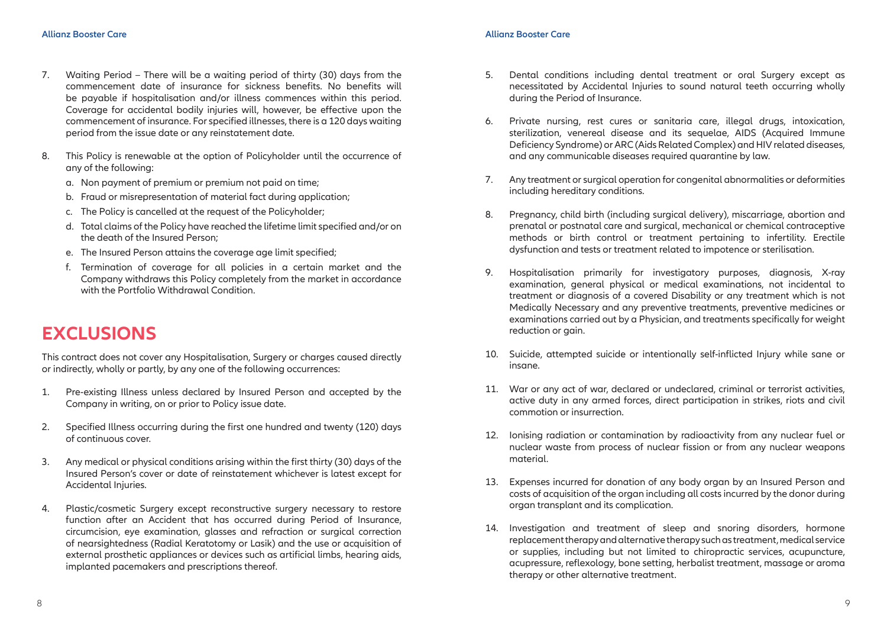7. Waiting Period – There will be a waiting period of thirty (30) days from the commencement date of insurance for sickness benefits. No benefits will be payable if hospitalisation and/or illness commences within this period. Coverage for accidental bodily injuries will, however, be effective upon the commencement of insurance. For specified illnesses, there is a 120 days waiting period from the issue date or any reinstatement date.

8. This Policy is renewable at the option of Policyholder until the occurrence of any of the following:
   a. Non payment of premium or premium not paid on time;
   b. Fraud or misrepresentation of material fact during application;
   c. The Policy is cancelled at the request of the Policyholder;
   d. Total claims of the Policy have reached the lifetime limit specified and/or on the death of the Insured Person;
   e. The Insured Person attains the coverage age limit specified;
   f. Termination of coverage for all policies in a certain market and the Company withdraws this Policy completely from the market in accordance with the Portfolio Withdrawal Condition.

# EXCLUSIONS

This contract does not cover any Hospitalisation, Surgery or charges caused directly or indirectly, wholly or partly, by any one of the following occurrences:

1. Pre-existing Illness unless declared by Insured Person and accepted by the Company in writing, on or prior to Policy issue date.

2. Specified Illness occurring during the first one hundred and twenty (120) days of continuous cover.

3. Any medical or physical conditions arising within the first thirty (30) days of the Insured Person's cover or date of reinstatement whichever is latest except for Accidental Injuries.

4. Plastic/cosmetic Surgery except reconstructive surgery necessary to restore function after an Accident that has occurred during Period of Insurance, circumcision, eye examination, glasses and refraction or surgical correction of nearsightedness (Radial Keratotomy or Lasik) and the use or acquisition of external prosthetic appliances or devices such as artificial limbs, hearing aids, implanted pacemakers and prescriptions thereof.

5. Dental conditions including dental treatment or oral Surgery except as necessitated by Accidental Injuries to sound natural teeth occurring wholly during the Period of Insurance.

6. Private nursing, rest cures or sanitaria care, illegal drugs, intoxication, sterilization, venereal disease and its sequelae, AIDS (Acquired Immune Deficiency Syndrome) or ARC (Aids Related Complex) and HIV related diseases, and any communicable diseases required quarantine by law.

7. Any treatment or surgical operation for congenital abnormalities or deformities including hereditary conditions.

8. Pregnancy, child birth (including surgical delivery), miscarriage, abortion and prenatal or postnatal care and surgical, mechanical or chemical contraceptive methods or birth control or treatment pertaining to infertility. Erectile dysfunction and tests or treatment related to impotence or sterilisation.

9. Hospitalisation primarily for investigatory purposes, diagnosis, X-ray examination, general physical or medical examinations, not incidental to treatment or diagnosis of a covered Disability or any treatment which is not Medically Necessary and any preventive treatments, preventive medicines or examinations carried out by a Physician, and treatments specifically for weight reduction or gain.

10. Suicide, attempted suicide or intentionally self-inflicted Injury while sane or insane.

11. War or any act of war, declared or undeclared, criminal or terrorist activities, active duty in any armed forces, direct participation in strikes, riots and civil commotion or insurrection.

12. Ionising radiation or contamination by radioactivity from any nuclear fuel or nuclear waste from process of nuclear fission or from any nuclear weapons material.

13. Expenses incurred for donation of any body organ by an Insured Person and costs of acquisition of the organ including all costs incurred by the donor during organ transplant and its complication.

14. Investigation and treatment of sleep and snoring disorders, hormone replacement therapy and alternative therapy such as treatment, medical service or supplies, including but not limited to chiropractic services, acupuncture, acupressure, reflexology, bone setting, herbalist treatment, massage or aroma therapy or other alternative treatment.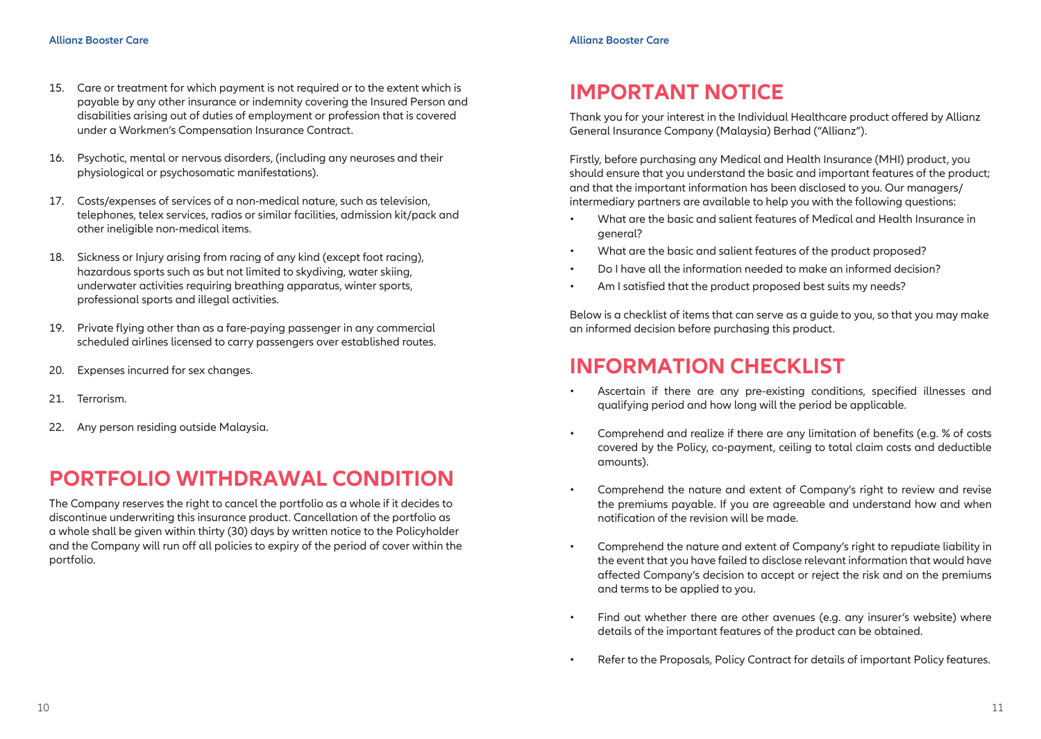15. Care or treatment for which payment is not required or to the extent which is payable by any other insurance or indemnity covering the Insured Person and disabilities arising out of duties of employment or profession that is covered under a Workmen's Compensation Insurance Contract.

16. Psychotic, mental or nervous disorders, (including any neuroses and their physiological or psychosomatic manifestations).

17. Costs/expenses of services of a non-medical nature, such as television, telephones, telex services, radios or similar facilities, admission kit/pack and other ineligible non-medical items.

18. Sickness or Injury arising from racing of any kind (except foot racing), hazardous sports such as but not limited to skydiving, water skiing, underwater activities requiring breathing apparatus, winter sports, professional sports and illegal activities.

19. Private flying other than as a fare-paying passenger in any commercial scheduled airlines licensed to carry passengers over established routes.

20. Expenses incurred for sex changes.

21. Terrorism.

22. Any person residing outside Malaysia.

# PORTFOLIO WITHDRAWAL CONDITION

The Company reserves the right to cancel the portfolio as a whole if it decides to discontinue underwriting this insurance product. Cancellation of the portfolio as a whole shall be given within thirty (30) days by written notice to the Policyholder and the Company will run off all policies to expiry of the period of cover within the portfolio.

# IMPORTANT NOTICE

Thank you for your interest in the Individual Healthcare product offered by Allianz General Insurance Company (Malaysia) Berhad ("Allianz").

Firstly, before purchasing any Medical and Health Insurance (MHI) product, you should ensure that you understand the basic and important features of the product; and that the important information has been disclosed to you. Our managers/ intermediary partners are available to help you with the following questions:

- What are the basic and salient features of Medical and Health Insurance in general?
- What are the basic and salient features of the product proposed?
- Do I have all the information needed to make an informed decision?
- Am I satisfied that the product proposed best suits my needs?

Below is a checklist of items that can serve as a guide to you, so that you may make an informed decision before purchasing this product.

# INFORMATION CHECKLIST

- Ascertain if there are any pre-existing conditions, specified illnesses and qualifying period and how long will the period be applicable.
- Comprehend and realize if there are any limitation of benefits (e.g. % of costs covered by the Policy, co-payment, ceiling to total claim costs and deductible amounts).
- Comprehend the nature and extent of Company's right to review and revise the premiums payable. If you are agreeable and understand how and when notification of the revision will be made.
- Comprehend the nature and extent of Company's right to repudiate liability in the event that you have failed to disclose relevant information that would have affected Company's decision to accept or reject the risk and on the premiums and terms to be applied to you.
- Find out whether there are other avenues (e.g. any insurer's website) where details of the important features of the product can be obtained.
- Refer to the Proposals, Policy Contract for details of important Policy features.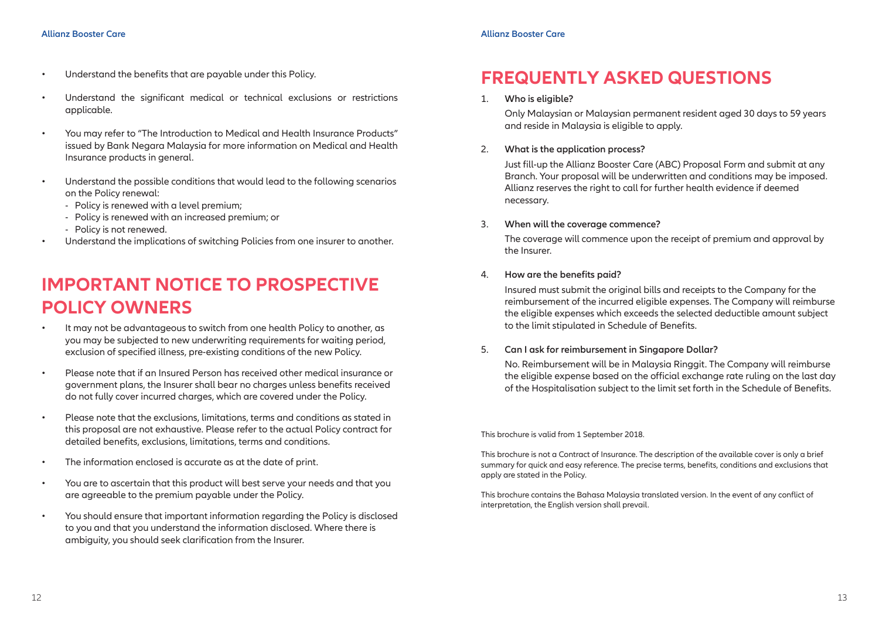- Understand the benefits that are payable under this Policy.
- Understand the significant medical or technical exclusions or restrictions applicable.
- You may refer to "The Introduction to Medical and Health Insurance Products" issued by Bank Negara Malaysia for more information on Medical and Health Insurance products in general.
- Understand the possible conditions that would lead to the following scenarios on the Policy renewal:
  - Policy is renewed with a level premium;
  - Policy is renewed with an increased premium; or
  - Policy is not renewed.
- Understand the implications of switching Policies from one insurer to another.

# IMPORTANT NOTICE TO PROSPECTIVE POLICY OWNERS

- It may not be advantageous to switch from one health Policy to another, as you may be subjected to new underwriting requirements for waiting period, exclusion of specified illness, pre-existing conditions of the new Policy.
- Please note that if an Insured Person has received other medical insurance or government plans, the Insurer shall bear no charges unless benefits received do not fully cover incurred charges, which are covered under the Policy.
- Please note that the exclusions, limitations, terms and conditions as stated in this proposal are not exhaustive. Please refer to the actual Policy contract for detailed benefits, exclusions, limitations, terms and conditions.
- The information enclosed is accurate as at the date of print.
- You are to ascertain that this product will best serve your needs and that you are agreeable to the premium payable under the Policy.
- You should ensure that important information regarding the Policy is disclosed to you and that you understand the information disclosed. Where there is ambiguity, you should seek clarification from the Insurer.

# FREQUENTLY ASKED QUESTIONS

1. **Who is eligible?**

   Only Malaysian or Malaysian permanent resident aged 30 days to 59 years and reside in Malaysia is eligible to apply.

2. **What is the application process?**

   Just fill-up the Allianz Booster Care (ABC) Proposal Form and submit at any Branch. Your proposal will be underwritten and conditions may be imposed. Allianz reserves the right to call for further health evidence if deemed necessary.

3. **When will the coverage commence?**

   The coverage will commence upon the receipt of premium and approval by the Insurer.

4. **How are the benefits paid?**

   Insured must submit the original bills and receipts to the Company for the reimbursement of the incurred eligible expenses. The Company will reimburse the eligible expenses which exceeds the selected deductible amount subject to the limit stipulated in Schedule of Benefits.

5. **Can I ask for reimbursement in Singapore Dollar?**

   No. Reimbursement will be in Malaysia Ringgit. The Company will reimburse the eligible expense based on the official exchange rate ruling on the last day of the Hospitalisation subject to the limit set forth in the Schedule of Benefits.

This brochure is valid from 1 September 2018.

This brochure is not a Contract of Insurance. The description of the available cover is only a brief summary for quick and easy reference. The precise terms, benefits, conditions and exclusions that apply are stated in the Policy.

This brochure contains the Bahasa Malaysia translated version. In the event of any conflict of interpretation, the English version shall prevail.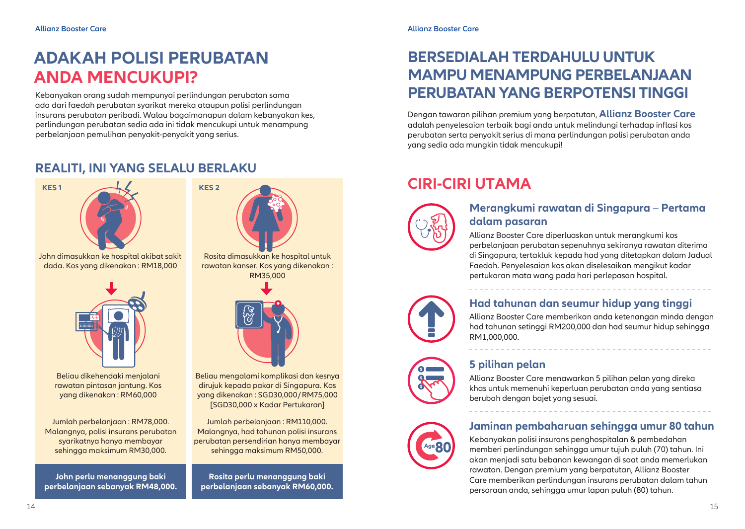# ADAKAH POLISI PERUBATAN ANDA MENCUKUPI?

Kebanyakan orang sudah mempunyai perlindungan perubatan sama ada dari faedah perubatan syarikat mereka ataupun polisi perlindungan insurans perubatan peribadi. Walau bagaimanapun dalam kebanyakan kes, perlindungan perubatan sedia ada ini tidak mencukupi untuk menampung perbelanjaan pemulihan penyakit-penyakit yang serius.

## REALITI, INI YANG SELALU BERLAKU

### KES 1

John dimasukkan ke hospital akibat sakit dada. Kos yang dikenakan : RM18,000

Beliau dikehendaki menjalani rawatan pintasan jantung. Kos yang dikenakan : RM60,000

Jumlah perbelanjaan : RM78,000. Malangnya, polisi insurans perubatan syarikatnya hanya membayar sehingga maksimum RM30,000.

**John perlu menanggung baki perbelanjaan sebanyak RM48,000.**

### KES 2

Rosita dimasukkan ke hospital untuk rawatan kanser. Kos yang dikenakan : RM35,000

Beliau mengalami komplikasi dan kesnya dirujuk kepada pakar di Singapura. Kos yang dikenakan : SGD30,000/RM75,000 [SGD30,000 x Kadar Pertukaran]

Jumlah perbelanjaan : RM110,000. Malangnya, had tahunan polisi insurans perubatan persendirian hanya membayar sehingga maksimum RM50,000.

**Rosita perlu menanggung baki perbelanjaan sebanyak RM60,000.**

# BERSEDIALAH TERDAHULU UNTUK MAMPU MENAMPUNG PERBELANJAAN PERUBATAN YANG BERPOTENSI TINGGI

Dengan tawaran pilihan premium yang berpatutan, **Allianz Booster Care** adalah penyelesaian terbaik bagi anda untuk melindungi terhadap inflasi kos perubatan serta penyakit serius di mana perlindungan polisi perubatan anda yang sedia ada mungkin tidak mencukupi!

## CIRI-CIRI UTAMA

### Merangkumi rawatan di Singapura – Pertama dalam pasaran

Allianz Booster Care diperluaskan untuk merangkumi kos perbelanjaan perubatan sepenuhnya sekiranya rawatan diterima di Singapura, tertakluk kepada had yang ditetapkan dalam Jadual Faedah. Penyelesaian kos akan diselesaikan mengikut kadar pertukaran mata wang pada hari perlepasan hospital.

### Had tahunan dan seumur hidup yang tinggi

Allianz Booster Care memberikan anda ketenangan minda dengan had tahunan setinggi RM200,000 dan had seumur hidup sehingga RM1,000,000.

### 5 pilihan pelan

Allianz Booster Care menawarkan 5 pilihan pelan yang direka khas untuk memenuhi keperluan perubatan anda yang sentiasa berubah dengan bajet yang sesuai.

### Jaminan pembaharuan sehingga umur 80 tahun

Kebanyakan polisi insurans penghospitalan & pembedahan memberi perlindungan sehingga umur tujuh puluh (70) tahun. Ini akan menjadi satu bebanan kewangan di saat anda memerlukan rawatan. Dengan premium yang berpatutan, Allianz Booster Care memberikan perlindungan insurans perubatan dalam tahun persaraan anda, sehingga umur lapan puluh (80) tahun.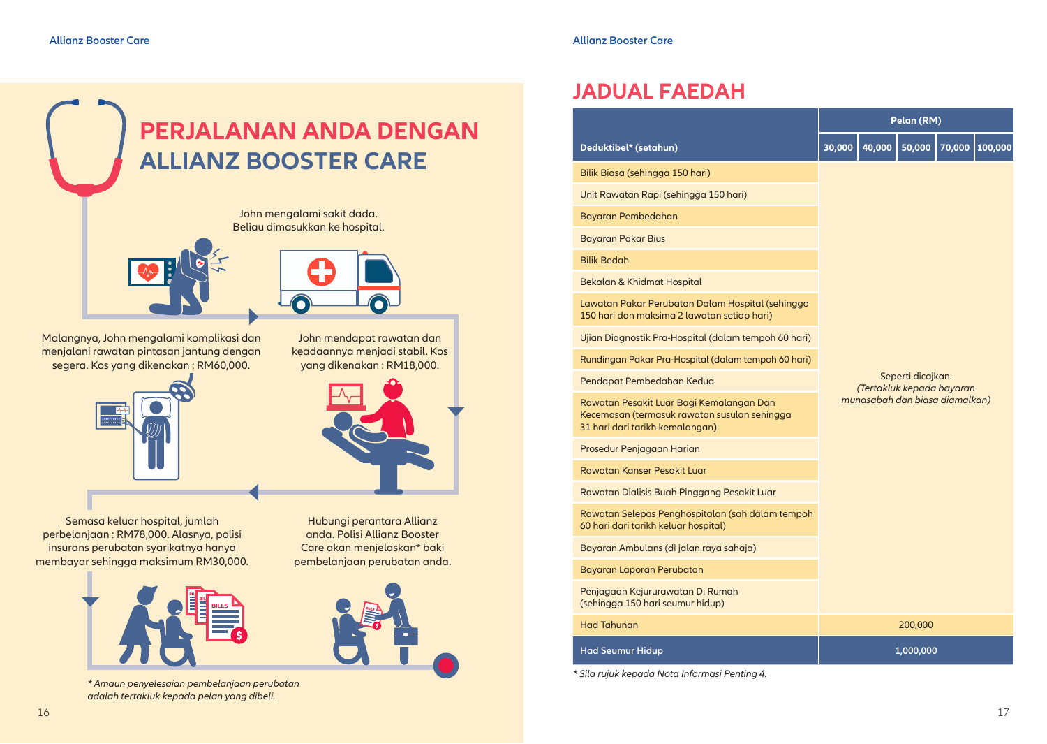# PERJALANAN ANDA DENGAN ALLIANZ BOOSTER CARE

John mengalami sakit dada. Beliau dimasukkan ke hospital.

John mendapat rawatan dan keadaannya menjadi stabil. Kos yang dikenakan : RM18,000.

Malangnya, John mengalami komplikasi dan menjalani rawatan pintasan jantung dengan segera. Kos yang dikenakan : RM60,000.

Semasa keluar hospital, jumlah perbelanjaan : RM78,000. Alasnya, polisi insurans perubatan syarikatnya hanya membayar sehingga maksimum RM30,000.

Hubungi perantara Allianz anda. Polisi Allianz Booster Care akan menjelaskan* baki pembelanjaan perubatan anda.

*Amaun penyelesaian pembelanjaan perubatan adalah tertakluk kepada pelan yang dibeli.*

# JADUAL FAEDAH

| | Pelan (RM) | | | | |
|---|---|---|---|---|---|
| **Deduktibel* (setahun)** | **30,000** | **40,000** | **50,000** | **70,000** | **100,000** |
| Bilik Biasa (sehingga 150 hari) | Seperti dicajkan. *(Tertakluk kepada bayaran munasabah dan biasa diamalkan)* | | | | |
| Unit Rawatan Rapi (sehingga 150 hari) | | | | | |
| Bayaran Pembedahan | | | | | |
| Bayaran Pakar Bius | | | | | |
| Bilik Bedah | | | | | |
| Bekalan & Khidmat Hospital | | | | | |
| Lawatan Pakar Perubatan Dalam Hospital (sehingga 150 hari dan maksima 2 lawatan setiap hari) | | | | | |
| Ujian Diagnostik Pra-Hospital (dalam tempoh 60 hari) | | | | | |
| Rundingan Pakar Pra-Hospital (dalam tempoh 60 hari) | | | | | |
| Pendapat Pembedahan Kedua | | | | | |
| Rawatan Pesakit Luar Bagi Kemalangan Dan Kecemasan (termasuk rawatan susulan sehingga 31 hari dari tarikh kemalangan) | | | | | |
| Prosedur Penjagaan Harian | | | | | |
| Rawatan Kanser Pesakit Luar | | | | | |
| Rawatan Dialisis Buah Pinggang Pesakit Luar | | | | | |
| Rawatan Selepas Penghospitalan (sah dalam tempoh 60 hari dari tarikh keluar hospital) | | | | | |
| Bayaran Ambulans (di jalan raya sahaja) | | | | | |
| Bayaran Laporan Perubatan | | | | | |
| Penjagaan Kejururawatan Di Rumah (sehingga 150 hari seumur hidup) | | | | | |
| Had Tahunan | 200,000 | | | | |
| **Had Seumur Hidup** | **1,000,000** | | | | |

*\* Sila rujuk kepada Nota Informasi Penting 4.*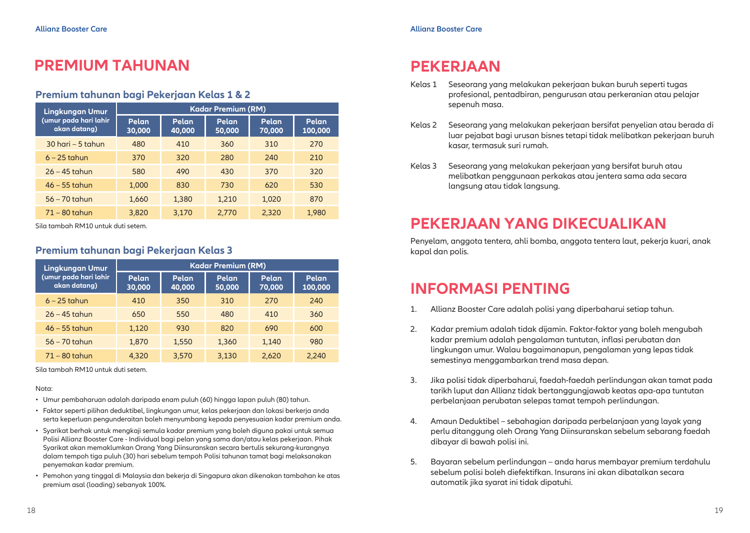# PREMIUM TAHUNAN

## Premium tahunan bagi Pekerjaan Kelas 1 & 2

| Lingkungan Umur (umur pada hari lahir akan datang) | Kadar Premium (RM) | | | | |
|---|---|---|---|---|---|
| | Pelan 30,000 | Pelan 40,000 | Pelan 50,000 | Pelan 70,000 | Pelan 100,000 |
| 30 hari – 5 tahun | 480 | 410 | 360 | 310 | 270 |
| 6 – 25 tahun | 370 | 320 | 280 | 240 | 210 |
| 26 – 45 tahun | 580 | 490 | 430 | 370 | 320 |
| 46 – 55 tahun | 1,000 | 830 | 730 | 620 | 530 |
| 56 – 70 tahun | 1,660 | 1,380 | 1,210 | 1,020 | 870 |
| 71 – 80 tahun | 3,820 | 3,170 | 2,770 | 2,320 | 1,980 |

Sila tambah RM10 untuk duti setem.

## Premium tahunan bagi Pekerjaan Kelas 3

| Lingkungan Umur (umur pada hari lahir akan datang) | Kadar Premium (RM) | | | | |
|---|---|---|---|---|---|
| | Pelan 30,000 | Pelan 40,000 | Pelan 50,000 | Pelan 70,000 | Pelan 100,000 |
| 6 – 25 tahun | 410 | 350 | 310 | 270 | 240 |
| 26 – 45 tahun | 650 | 550 | 480 | 410 | 360 |
| 46 – 55 tahun | 1,120 | 930 | 820 | 690 | 600 |
| 56 – 70 tahun | 1,870 | 1,550 | 1,360 | 1,140 | 980 |
| 71 – 80 tahun | 4,320 | 3,570 | 3,130 | 2,620 | 2,240 |

Sila tambah RM10 untuk duti setem.

Nota:

- Umur pembaharuan adalah daripada enam puluh (60) hingga lapan puluh (80) tahun.
- Faktor seperti pilihan deduktibel, lingkungan umur, kelas pekerjaan dan lokasi berkerja anda serta keperluan pengunderaitan boleh menyumbang kepada penyesuaian kadar premium anda.
- Syarikat berhak untuk mengkaji semula kadar premium yang boleh diguna pakai untuk semua Polisi Allianz Booster Care - Individual bagi pelan yang sama dan/atau kelas pekerjaan. Pihak Syarikat akan memaklumkan Orang Yang Diinsuranskan secara bertulis sekurang-kurangnya dalam tempoh tiga puluh (30) hari sebelum tempoh Polisi tahunan tamat bagi melaksanakan penyemakan kadar premium.
- Pemohon yang tinggal di Malaysia dan bekerja di Singapura akan dikenakan tambahan ke atas premium asal (loading) sebanyak 100%.

# PEKERJAAN

Kelas 1 Seseorang yang melakukan pekerjaan bukan buruh seperti tugas profesional, pentadbiran, pengurusan atau perkeranian atau pelajar sepenuh masa.

Kelas 2 Seseorang yang melakukan pekerjaan bersifat penyelian atau berada di luar pejabat bagi urusan bisnes tetapi tidak melibatkan pekerjaan buruh kasar, termasuk suri rumah.

Kelas 3 Seseorang yang melakukan pekerjaan yang bersifat buruh atau melibatkan penggunaan perkakas atau jentera sama ada secara langsung atau tidak langsung.

# PEKERJAAN YANG DIKECUALIKAN

Penyelam, anggota tentera, ahli bomba, anggota tentera laut, pekerja kuari, anak kapal dan polis.

# INFORMASI PENTING

1. Allianz Booster Care adalah polisi yang diperbaharui setiap tahun.
2. Kadar premium adalah tidak dijamin. Faktor-faktor yang boleh mengubah kadar premium adalah pengalaman tuntutan, inflasi perubatan dan lingkungan umur. Walau bagaimanapun, pengalaman yang lepas tidak semestinya menggambarkan trend masa depan.
3. Jika polisi tidak diperbaharui, faedah-faedah perlindungan akan tamat pada tarikh luput dan Allianz tidak bertanggungjawab keatas apa-apa tuntutan perbelanjaan perubatan selepas tamat tempoh perlindungan.
4. Amaun Deduktibel – sebahagian daripada perbelanjaan yang layak yang perlu ditanggung oleh Orang Yang Diinsuranskan sebelum sebarang faedah dibayar di bawah polisi ini.
5. Bayaran sebelum perlindungan – anda harus membayar premium terdahulu sebelum polisi boleh diefektifkan. Insurans ini akan dibatalkan secara automatik jika syarat ini tidak dipatuhi.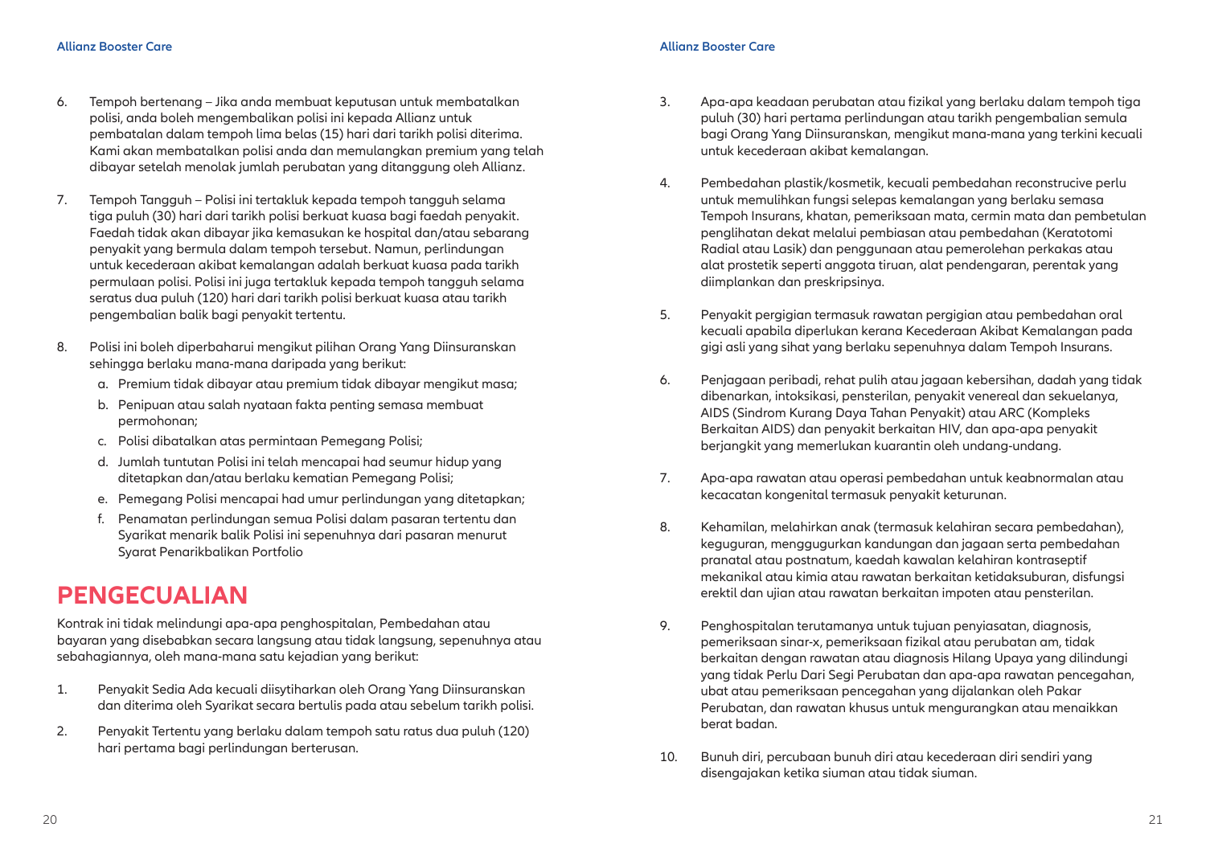6. Tempoh bertenang – Jika anda membuat keputusan untuk membatalkan polisi, anda boleh mengembalikan polisi ini kepada Allianz untuk pembatalan dalam tempoh lima belas (15) hari dari tarikh polisi diterima. Kami akan membatalkan polisi anda dan memulangkan premium yang telah dibayar setelah menolak jumlah perubatan yang ditanggung oleh Allianz.

7. Tempoh Tangguh – Polisi ini tertakluk kepada tempoh tangguh selama tiga puluh (30) hari dari tarikh polisi berkuat kuasa bagi faedah penyakit. Faedah tidak akan dibayar jika kemasukan ke hospital dan/atau sebarang penyakit yang bermula dalam tempoh tersebut. Namun, perlindungan untuk kecederaan akibat kemalangan adalah berkuat kuasa pada tarikh permulaan polisi. Polisi ini juga tertakluk kepada tempoh tangguh selama seratus dua puluh (120) hari dari tarikh polisi berkuat kuasa atau tarikh pengembalian balik bagi penyakit tertentu.

8. Polisi ini boleh diperbaharui mengikut pilihan Orang Yang Diinsuranskan sehingga berlaku mana-mana daripada yang berikut:
   a. Premium tidak dibayar atau premium tidak dibayar mengikut masa;
   b. Penipuan atau salah nyataan fakta penting semasa membuat permohonan;
   c. Polisi dibatalkan atas permintaan Pemegang Polisi;
   d. Jumlah tuntutan Polisi ini telah mencapai had seumur hidup yang ditetapkan dan/atau berlaku kematian Pemegang Polisi;
   e. Pemegang Polisi mencapai had umur perlindungan yang ditetapkan;
   f. Penamatan perlindungan semua Polisi dalam pasaran tertentu dan Syarikat menarik balik Polisi ini sepenuhnya dari pasaran menurut Syarat Penarikbalikan Portfolio

# PENGECUALIAN

Kontrak ini tidak melindungi apa-apa penghospitalan, Pembedahan atau bayaran yang disebabkan secara langsung atau tidak langsung, sepenuhnya atau sebahagiannya, oleh mana-mana satu kejadian yang berikut:

1. Penyakit Sedia Ada kecuali diisytiharkan oleh Orang Yang Diinsuranskan dan diterima oleh Syarikat secara bertulis pada atau sebelum tarikh polisi.

2. Penyakit Tertentu yang berlaku dalam tempoh satu ratus dua puluh (120) hari pertama bagi perlindungan berterusan.

3. Apa-apa keadaan perubatan atau fizikal yang berlaku dalam tempoh tiga puluh (30) hari pertama perlindungan atau tarikh pengembalian semula bagi Orang Yang Diinsuranskan, mengikut mana-mana yang terkini kecuali untuk kecederaan akibat kemalangan.

4. Pembedahan plastik/kosmetik, kecuali pembedahan reconstrucive perlu untuk memulihkan fungsi selepas kemalangan yang berlaku semasa Tempoh Insurans, khatan, pemeriksaan mata, cermin mata dan pembetulan penglihatan dekat melalui pembiasan atau pembedahan (Keratotomi Radial atau Lasik) dan penggunaan atau pemerolehan perkakas atau alat prostetik seperti anggota tiruan, alat pendengaran, perentak yang diimplankan dan preskripsinya.

5. Penyakit pergigian termasuk rawatan pergigian atau pembedahan oral kecuali apabila diperlukan kerana Kecederaan Akibat Kemalangan pada gigi asli yang sihat yang berlaku sepenuhnya dalam Tempoh Insurans.

6. Penjagaan peribadi, rehat pulih atau jagaan kebersihan, dadah yang tidak dibenarkan, intoksikasi, pensterilan, penyakit venereal dan sekuelanya, AIDS (Sindrom Kurang Daya Tahan Penyakit) atau ARC (Kompleks Berkaitan AIDS) dan penyakit berkaitan HIV, dan apa-apa penyakit berjangkit yang memerlukan kuarantin oleh undang-undang.

7. Apa-apa rawatan atau operasi pembedahan untuk keabnormalan atau kecacatan kongenital termasuk penyakit keturunan.

8. Kehamilan, melahirkan anak (termasuk kelahiran secara pembedahan), keguguran, menggugurkan kandungan dan jagaan serta pembedahan pranatal atau postnatum, kaedah kawalan kelahiran kontraseptif mekanikal atau kimia atau rawatan berkaitan ketidaksuburan, disfungsi erektil dan ujian atau rawatan berkaitan impoten atau pensterilan.

9. Penghospitalan terutamanya untuk tujuan penyiasatan, diagnosis, pemeriksaan sinar-x, pemeriksaan fizikal atau perubatan am, tidak berkaitan dengan rawatan atau diagnosis Hilang Upaya yang dilindungi yang tidak Perlu Dari Segi Perubatan dan apa-apa rawatan pencegahan, ubat atau pemeriksaan pencegahan yang dijalankan oleh Pakar Perubatan, dan rawatan khusus untuk mengurangkan atau menaikkan berat badan.

10. Bunuh diri, percubaan bunuh diri atau kecederaan diri sendiri yang disengajakan ketika siuman atau tidak siuman.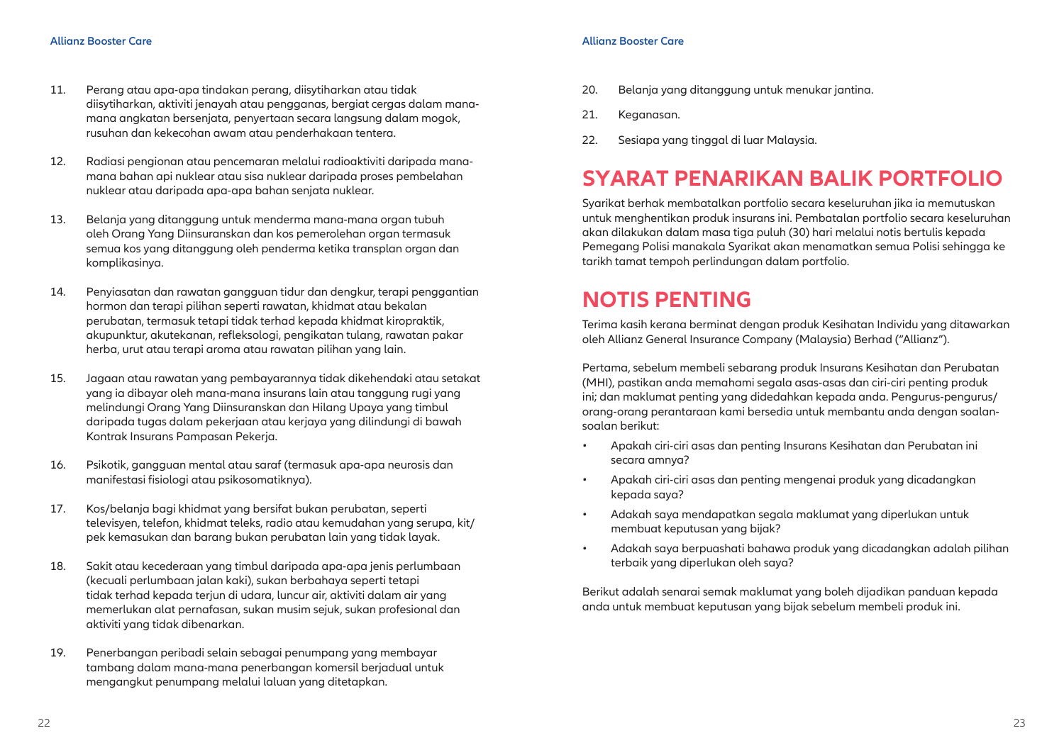11. Perang atau apa-apa tindakan perang, diisytiharkan atau tidak diisytiharkan, aktiviti jenayah atau pengganas, bergiat cergas dalam mana-mana angkatan bersenjata, penyertaan secara langsung dalam mogok, rusuhan dan kekecohan awam atau penderhakaan tentera.

12. Radiasi pengionan atau pencemaran melalui radioaktiviti daripada mana-mana bahan api nuklear atau sisa nuklear daripada proses pembelahan nuklear atau daripada apa-apa bahan senjata nuklear.

13. Belanja yang ditanggung untuk menderma mana-mana organ tubuh oleh Orang Yang Diinsuranskan dan kos pemerolehan organ termasuk semua kos yang ditanggung oleh penderma ketika transplan organ dan komplikasinya.

14. Penyiasatan dan rawatan gangguan tidur dan dengkur, terapi penggantian hormon dan terapi pilihan seperti rawatan, khidmat atau bekalan perubatan, termasuk tetapi tidak terhad kepada khidmat kiropraktik, akupunktur, akutekanan, refleksologi, pengikatan tulang, rawatan pakar herba, urut atau terapi aroma atau rawatan pilihan yang lain.

15. Jagaan atau rawatan yang pembayarannya tidak dikehendaki atau setakat yang ia dibayar oleh mana-mana insurans lain atau tanggung rugi yang melindungi Orang Yang Diinsuranskan dan Hilang Upaya yang timbul daripada tugas dalam pekerjaan atau kerjaya yang dilindungi di bawah Kontrak Insurans Pampasan Pekerja.

16. Psikotik, gangguan mental atau saraf (termasuk apa-apa neurosis dan manifestasi fisiologi atau psikosomatiknya).

17. Kos/belanja bagi khidmat yang bersifat bukan perubatan, seperti televisyen, telefon, khidmat teleks, radio atau kemudahan yang serupa, kit/pek kemasukan dan barang bukan perubatan lain yang tidak layak.

18. Sakit atau kecederaan yang timbul daripada apa-apa jenis perlumbaan (kecuali perlumbaan jalan kaki), sukan berbahaya seperti tetapi tidak terhad kepada terjun di udara, luncur air, aktiviti dalam air yang memerlukan alat pernafasan, sukan musim sejuk, sukan profesional dan aktiviti yang tidak dibenarkan.

19. Penerbangan peribadi selain sebagai penumpang yang membayar tambang dalam mana-mana penerbangan komersil berjadual untuk mengangkut penumpang melalui laluan yang ditetapkan.

20. Belanja yang ditanggung untuk menukar jantina.

21. Keganasan.

22. Sesiapa yang tinggal di luar Malaysia.

## SYARAT PENARIKAN BALIK PORTFOLIO

Syarikat berhak membatalkan portfolio secara keseluruhan jika ia memutuskan untuk menghentikan produk insurans ini. Pembatalan portfolio secara keseluruhan akan dilakukan dalam masa tiga puluh (30) hari melalui notis bertulis kepada Pemegang Polisi manakala Syarikat akan menamatkan semua Polisi sehingga ke tarikh tamat tempoh perlindungan dalam portfolio.

## NOTIS PENTING

Terima kasih kerana berminat dengan produk Kesihatan Individu yang ditawarkan oleh Allianz General Insurance Company (Malaysia) Berhad ("Allianz").

Pertama, sebelum membeli sebarang produk Insurans Kesihatan dan Perubatan (MHI), pastikan anda memahami segala asas-asas dan ciri-ciri penting produk ini; dan maklumat penting yang didedahkan kepada anda. Pengurus-pengurus/orang-orang perantaraan kami bersedia untuk membantu anda dengan soalan-soalan berikut:

- Apakah ciri-ciri asas dan penting Insurans Kesihatan dan Perubatan ini secara amnya?
- Apakah ciri-ciri asas dan penting mengenai produk yang dicadangkan kepada saya?
- Adakah saya mendapatkan segala maklumat yang diperlukan untuk membuat keputusan yang bijak?
- Adakah saya berpuashati bahawa produk yang dicadangkan adalah pilihan terbaik yang diperlukan oleh saya?

Berikut adalah senarai semak maklumat yang boleh dijadikan panduan kepada anda untuk membuat keputusan yang bijak sebelum membeli produk ini.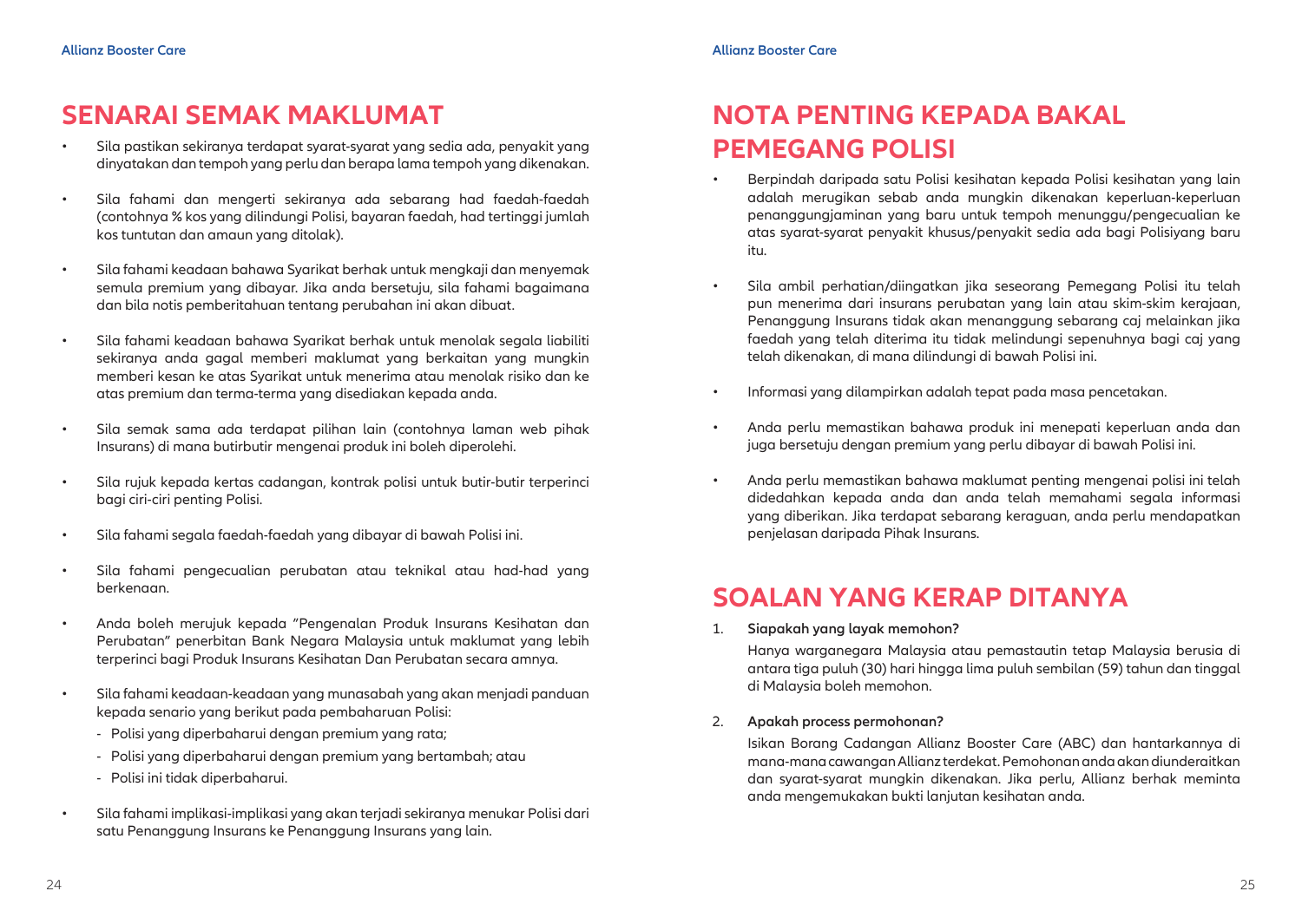## SENARAI SEMAK MAKLUMAT

- Sila pastikan sekiranya terdapat syarat-syarat yang sedia ada, penyakit yang dinyatakan dan tempoh yang perlu dan berapa lama tempoh yang dikenakan.
- Sila fahami dan mengerti sekiranya ada sebarang had faedah-faedah (contohnya % kos yang dilindungi Polisi, bayaran faedah, had tertinggi jumlah kos tuntutan dan amaun yang ditolak).
- Sila fahami keadaan bahawa Syarikat berhak untuk mengkaji dan menyemak semula premium yang dibayar. Jika anda bersetuju, sila fahami bagaimana dan bila notis pemberitahuan tentang perubahan ini akan dibuat.
- Sila fahami keadaan bahawa Syarikat berhak untuk menolak segala liabiliti sekiranya anda gagal memberi maklumat yang berkaitan yang mungkin memberi kesan ke atas Syarikat untuk menerima atau menolak risiko dan ke atas premium dan terma-terma yang disediakan kepada anda.
- Sila semak sama ada terdapat pilihan lain (contohnya laman web pihak Insurans) di mana butirbutir mengenai produk ini boleh diperolehi.
- Sila rujuk kepada kertas cadangan, kontrak polisi untuk butir-butir terperinci bagi ciri-ciri penting Polisi.
- Sila fahami segala faedah-faedah yang dibayar di bawah Polisi ini.
- Sila fahami pengecualian perubatan atau teknikal atau had-had yang berkenaan.
- Anda boleh merujuk kepada "Pengenalan Produk Insurans Kesihatan dan Perubatan" penerbitan Bank Negara Malaysia untuk maklumat yang lebih terperinci bagi Produk Insurans Kesihatan Dan Perubatan secara amnya.
- Sila fahami keadaan-keadaan yang munasabah yang akan menjadi panduan kepada senario yang berikut pada pembaharuan Polisi:
  - Polisi yang diperbaharui dengan premium yang rata;
  - Polisi yang diperbaharui dengan premium yang bertambah; atau
  - Polisi ini tidak diperbaharui.
- Sila fahami implikasi-implikasi yang akan terjadi sekiranya menukar Polisi dari satu Penanggung Insurans ke Penanggung Insurans yang lain.

## NOTA PENTING KEPADA BAKAL PEMEGANG POLISI

- Berpindah daripada satu Polisi kesihatan kepada Polisi kesihatan yang lain adalah merugikan sebab anda mungkin dikenakan keperluan-keperluan penanggungjaminan yang baru untuk tempoh menunggu/pengecualian ke atas syarat-syarat penyakit khusus/penyakit sedia ada bagi Polisiyang baru itu.
- Sila ambil perhatian/diingatkan jika seorang Pemegang Polisi itu telah pun menerima dari insurans perubatan yang lain atau skim-skim kerajaan, Penanggung Insurans tidak akan menanggung sebarang caj melainkan jika faedah yang telah diterima itu tidak melindungi sepenuhnya bagi caj yang telah dikenakan, di mana dilindungi di bawah Polisi ini.
- Informasi yang dilampirkan adalah tepat pada masa pencetakan.
- Anda perlu memastikan bahawa produk ini menepati keperluan anda dan juga bersetuju dengan premium yang perlu dibayar di bawah Polisi ini.
- Anda perlu memastikan bahawa maklumat penting mengenai polisi ini telah didedahkan kepada anda dan anda telah memahami segala informasi yang diberikan. Jika terdapat sebarang keraguan, anda perlu mendapatkan penjelasan daripada Pihak Insurans.

## SOALAN YANG KERAP DITANYA

1. **Siapakah yang layak memohon?**

   Hanya warganegara Malaysia atau pemastautin tetap Malaysia berusia di antara tiga puluh (30) hari hingga lima puluh sembilan (59) tahun dan tinggal di Malaysia boleh memohon.

2. **Apakah process permohonan?**

   Isikan Borang Cadangan Allianz Booster Care (ABC) dan hantarkannya di mana-mana cawangan Allianz terdekat. Pemohonan anda akan diunderaitkan dan syarat-syarat mungkin dikenakan. Jika perlu, Allianz berhak meminta anda mengemukakan bukti lanjutan kesihatan anda.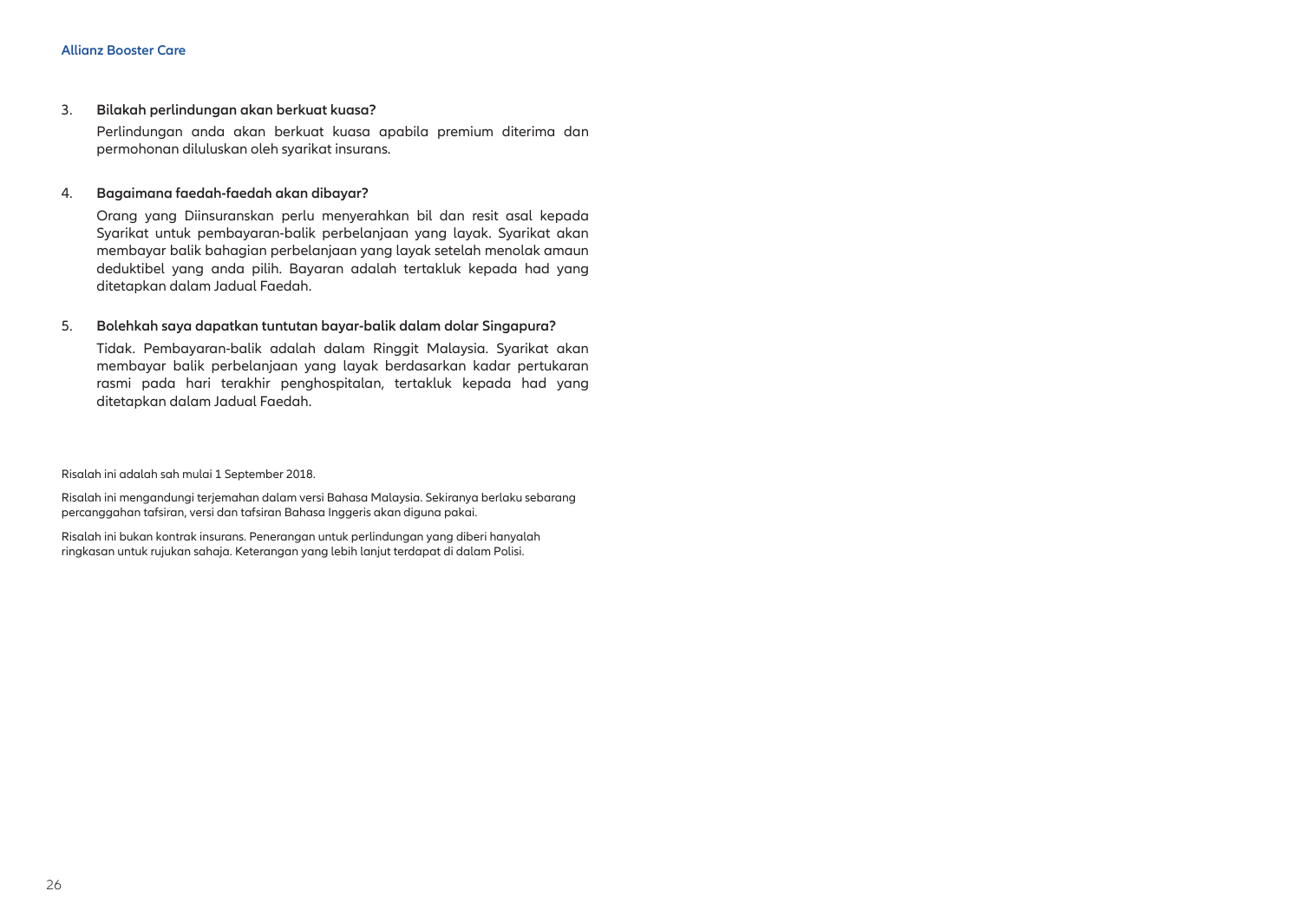3. **Bilakah perlindungan akan berkuat kuasa?**

   Perlindungan anda akan berkuat kuasa apabila premium diterima dan permohonan diluluskan oleh syarikat insurans.

4. **Bagaimana faedah-faedah akan dibayar?**

   Orang yang Diinsuranskan perlu menyerahkan bil dan resit asal kepada Syarikat untuk pembayaran-balik perbelanjaan yang layak. Syarikat akan membayar balik bahagian perbelanjaan yang layak setelah menolak amaun deduktibel yang anda pilih. Bayaran adalah tertakluk kepada had yang ditetapkan dalam Jadual Faedah.

5. **Bolehkah saya dapatkan tuntutan bayar-balik dalam dolar Singapura?**

   Tidak. Pembayaran-balik adalah dalam Ringgit Malaysia. Syarikat akan membayar balik perbelanjaan yang layak berdasarkan kadar pertukaran rasmi pada hari terakhir penghospitalan, tertakluk kepada had yang ditetapkan dalam Jadual Faedah.

Risalah ini adalah sah mulai 1 September 2018.

Risalah ini mengandungi terjemahan dalam versi Bahasa Malaysia. Sekiranya berlaku sebarang percanggahan tafsiran, versi dan tafsiran Bahasa Inggeris akan diguna pakai.

Risalah ini bukan kontrak insurans. Penerangan untuk perlindungan yang diberi hanyalah ringkasan untuk rujukan sahaja. Keterangan yang lebih lanjut terdapat di dalam Polisi.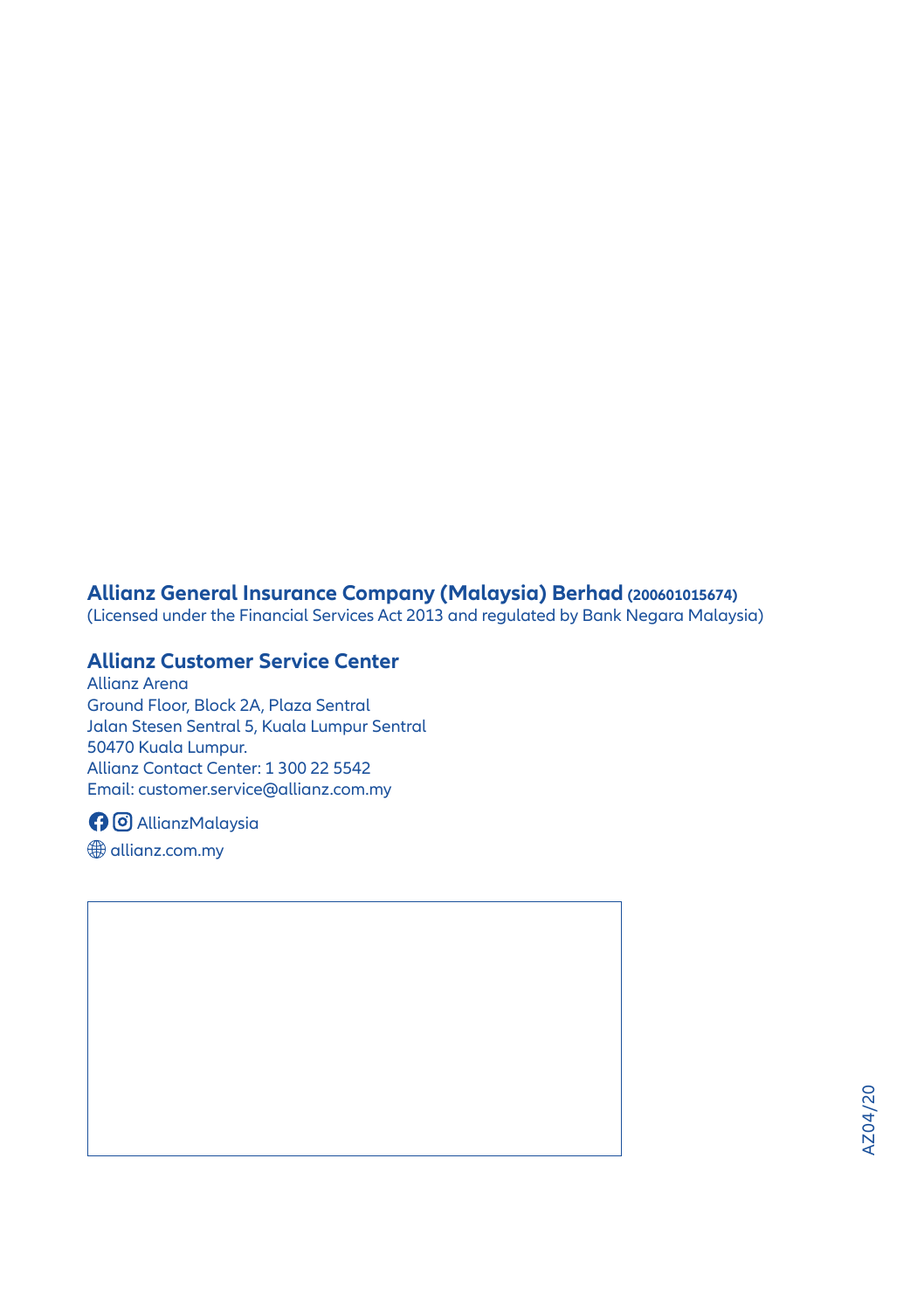**Allianz General Insurance Company (Malaysia) Berhad (200601015674)**
(Licensed under the Financial Services Act 2013 and regulated by Bank Negara Malaysia)

**Allianz Customer Service Center**
Allianz Arena
Ground Floor, Block 2A, Plaza Sentral
Jalan Stesen Sentral 5, Kuala Lumpur Sentral
50470 Kuala Lumpur.
Allianz Contact Center: 1 300 22 5542
Email: customer.service@allianz.com.my

AllianzMalaysia

allianz.com.my

AZ04/20